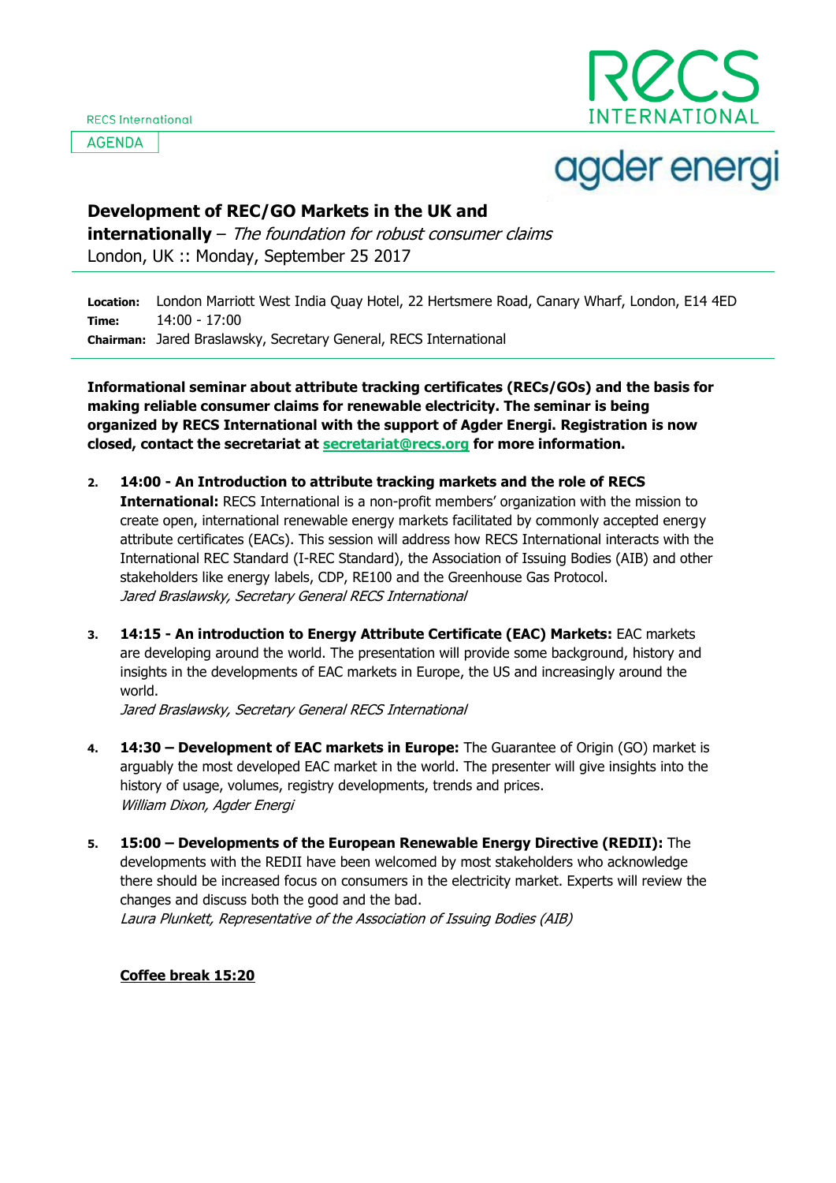RECS International

AGENDA

RECS INTERNATIONAL

agder energi

# Development of REC/GO Markets in the UK and internationally – *The foundation for robust consumer claims*

London, UK :: Monday, September 25 2017

**Location:** London Marriott West India Quay Hotel, 22 Hertsmere Road, Canary Wharf, London, E14 4ED
**Time:** 14:00 - 17:00
**Chairman:** Jared Braslawsky, Secretary General, RECS International

**Informational seminar about attribute tracking certificates (RECs/GOs) and the basis for making reliable consumer claims for renewable electricity. The seminar is being organized by RECS International with the support of Agder Energi. Registration is now closed, contact the secretariat at [secretariat@recs.org](mailto:secretariat@recs.org) for more information.**

2. **14:00 - An Introduction to attribute tracking markets and the role of RECS International:** RECS International is a non-profit members' organization with the mission to create open, international renewable energy markets facilitated by commonly accepted energy attribute certificates (EACs). This session will address how RECS International interacts with the International REC Standard (I-REC Standard), the Association of Issuing Bodies (AIB) and other stakeholders like energy labels, CDP, RE100 and the Greenhouse Gas Protocol.
   *Jared Braslawsky, Secretary General RECS International*

3. **14:15 - An introduction to Energy Attribute Certificate (EAC) Markets:** EAC markets are developing around the world. The presentation will provide some background, history and insights in the developments of EAC markets in Europe, the US and increasingly around the world.
   *Jared Braslawsky, Secretary General RECS International*

4. **14:30 – Development of EAC markets in Europe:** The Guarantee of Origin (GO) market is arguably the most developed EAC market in the world. The presenter will give insights into the history of usage, volumes, registry developments, trends and prices.
   *William Dixon, Agder Energi*

5. **15:00 – Developments of the European Renewable Energy Directive (REDII):** The developments with the REDII have been welcomed by most stakeholders who acknowledge there should be increased focus on consumers in the electricity market. Experts will review the changes and discuss both the good and the bad.
   *Laura Plunkett, Representative of the Association of Issuing Bodies (AIB)*

**Coffee break 15:20**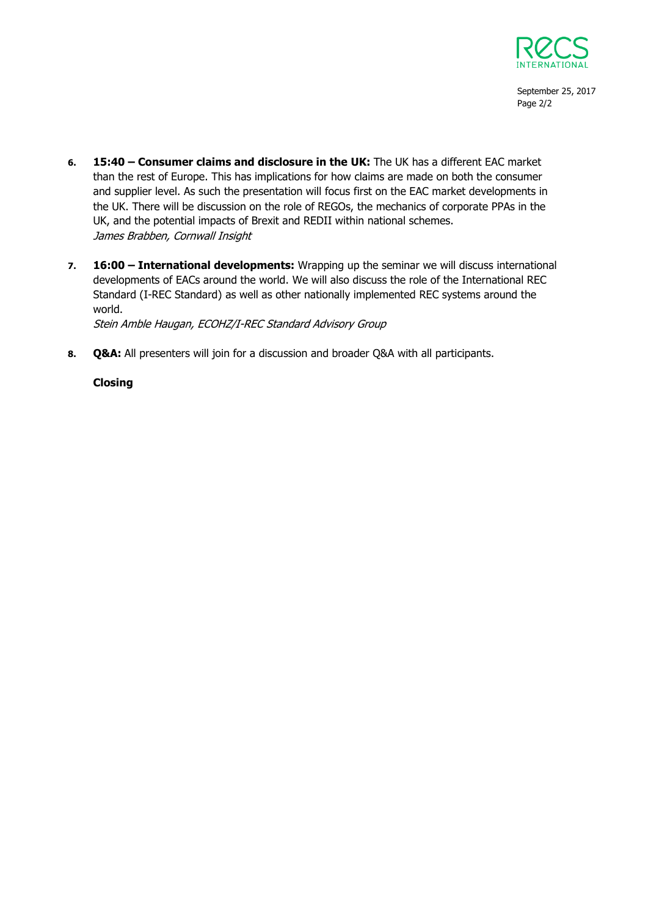6. **15:40 – Consumer claims and disclosure in the UK:** The UK has a different EAC market than the rest of Europe. This has implications for how claims are made on both the consumer and supplier level. As such the presentation will focus first on the EAC market developments in the UK. There will be discussion on the role of REGOs, the mechanics of corporate PPAs in the UK, and the potential impacts of Brexit and REDII within national schemes.
   *James Brabben, Cornwall Insight*

7. **16:00 – International developments:** Wrapping up the seminar we will discuss international developments of EACs around the world. We will also discuss the role of the International REC Standard (I-REC Standard) as well as other nationally implemented REC systems around the world.
   *Stein Amble Haugan, ECOHZ/I-REC Standard Advisory Group*

8. **Q&A:** All presenters will join for a discussion and broader Q&A with all participants.

**Closing**